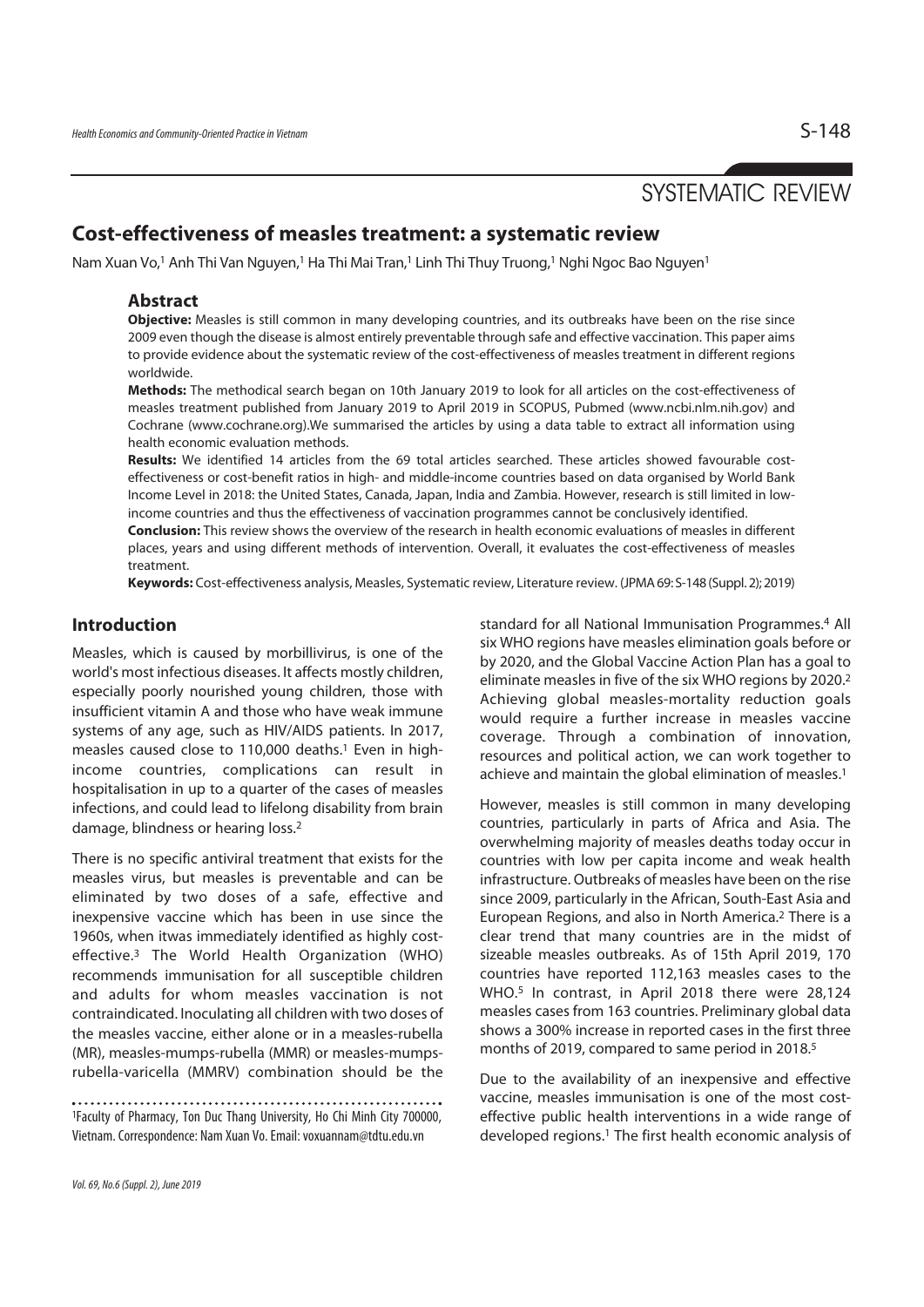SYSTEMATIC REVIEW

# Cost-effectiveness of measles treatment: a systematic review

Nam Xuan Vo,[1] Anh Thi Van Nguyen,[1] Ha Thi Mai Tran,[1] Linh Thi Thuy Truong,[1] Nghi Ngoc Bao Nguyen[1]

## Abstract

**Objective:** Measles is still common in many developing countries, and its outbreaks have been on the rise since 2009 even though the disease is almost entirely preventable through safe and effective vaccination. This paper aims to provide evidence about the systematic review of the cost-effectiveness of measles treatment in different regions worldwide.

**Methods:** The methodical search began on 10th January 2019 to look for all articles on the cost-effectiveness of measles treatment published from January 2019 to April 2019 in SCOPUS, Pubmed (www.ncbi.nlm.nih.gov) and Cochrane (www.cochrane.org).We summarised the articles by using a data table to extract all information using health economic evaluation methods.

**Results:** We identified 14 articles from the 69 total articles searched. These articles showed favourable cost-effectiveness or cost-benefit ratios in high- and middle-income countries based on data organised by World Bank Income Level in 2018: the United States, Canada, Japan, India and Zambia. However, research is still limited in low-income countries and thus the effectiveness of vaccination programmes cannot be conclusively identified.

**Conclusion:** This review shows the overview of the research in health economic evaluations of measles in different places, years and using different methods of intervention. Overall, it evaluates the cost-effectiveness of measles treatment.

**Keywords:** Cost-effectiveness analysis, Measles, Systematic review, Literature review. (JPMA 69: S-148 (Suppl. 2); 2019)

## Introduction

Measles, which is caused by morbillivirus, is one of the world's most infectious diseases. It affects mostly children, especially poorly nourished young children, those with insufficient vitamin A and those who have weak immune systems of any age, such as HIV/AIDS patients. In 2017, measles caused close to 110,000 deaths.[1] Even in high-income countries, complications can result in hospitalisation in up to a quarter of the cases of measles infections, and could lead to lifelong disability from brain damage, blindness or hearing loss.[2]

There is no specific antiviral treatment that exists for the measles virus, but measles is preventable and can be eliminated by two doses of a safe, effective and inexpensive vaccine which has been in use since the 1960s, when itwas immediately identified as highly cost-effective.[3] The World Health Organization (WHO) recommends immunisation for all susceptible children and adults for whom measles vaccination is not contraindicated. Inoculating all children with two doses of the measles vaccine, either alone or in a measles-rubella (MR), measles-mumps-rubella (MMR) or measles-mumps-rubella-varicella (MMRV) combination should be the standard for all National Immunisation Programmes.[4] All six WHO regions have measles elimination goals before or by 2020, and the Global Vaccine Action Plan has a goal to eliminate measles in five of the six WHO regions by 2020.[2] Achieving global measles-mortality reduction goals would require a further increase in measles vaccine coverage. Through a combination of innovation, resources and political action, we can work together to achieve and maintain the global elimination of measles.[1]

However, measles is still common in many developing countries, particularly in parts of Africa and Asia. The overwhelming majority of measles deaths today occur in countries with low per capita income and weak health infrastructure. Outbreaks of measles have been on the rise since 2009, particularly in the African, South-East Asia and European Regions, and also in North America.[2] There is a clear trend that many countries are in the midst of sizeable measles outbreaks. As of 15th April 2019, 170 countries have reported 112,163 measles cases to the WHO.[5] In contrast, in April 2018 there were 28,124 measles cases from 163 countries. Preliminary global data shows a 300% increase in reported cases in the first three months of 2019, compared to same period in 2018.[5]

Due to the availability of an inexpensive and effective vaccine, measles immunisation is one of the most cost-effective public health interventions in a wide range of developed regions.[1] The first health economic analysis of

[1]Faculty of Pharmacy, Ton Duc Thang University, Ho Chi Minh City 700000, Vietnam. Correspondence: Nam Xuan Vo. Email: voxuannam@tdtu.edu.vn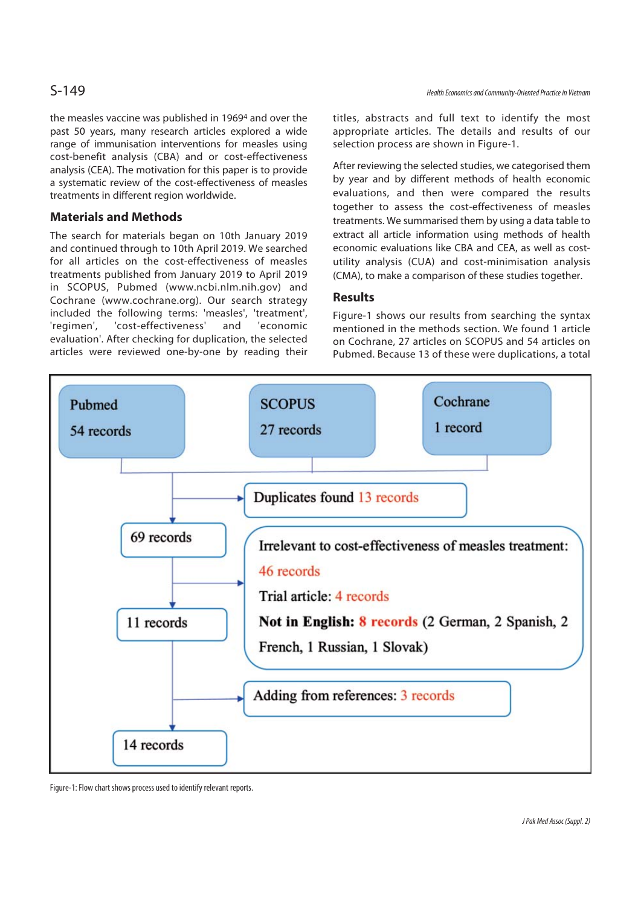the measles vaccine was published in 1969[4] and over the past 50 years, many research articles explored a wide range of immunisation interventions for measles using cost-benefit analysis (CBA) and or cost-effectiveness analysis (CEA). The motivation for this paper is to provide a systematic review of the cost-effectiveness of measles treatments in different region worldwide.

## Materials and Methods

The search for materials began on 10th January 2019 and continued through to 10th April 2019. We searched for all articles on the cost-effectiveness of measles treatments published from January 2019 to April 2019 in SCOPUS, Pubmed (www.ncbi.nlm.nih.gov) and Cochrane (www.cochrane.org). Our search strategy included the following terms: 'measles', 'treatment', 'regimen', 'cost-effectiveness' and 'economic evaluation'. After checking for duplication, the selected articles were reviewed one-by-one by reading their titles, abstracts and full text to identify the most appropriate articles. The details and results of our selection process are shown in Figure-1.

After reviewing the selected studies, we categorised them by year and by different methods of health economic evaluations, and then were compared the results together to assess the cost-effectiveness of measles treatments. We summarised them by using a data table to extract all article information using methods of health economic evaluations like CBA and CEA, as well as cost-utility analysis (CUA) and cost-minimisation analysis (CMA), to make a comparison of these studies together.

## Results

Figure-1 shows our results from searching the syntax mentioned in the methods section. We found 1 article on Cochrane, 27 articles on SCOPUS and 54 articles on Pubmed. Because 13 of these were duplications, a total

Pubmed 54 records | SCOPUS 27 records | Cochrane 1 record

Duplicates found 13 records

69 records

Irrelevant to cost-effectiveness of measles treatment: 46 records
Trial article: 4 records
**Not in English: 8 records** (2 German, 2 Spanish, 2 French, 1 Russian, 1 Slovak)

11 records

Adding from references: 3 records

14 records

Figure-1: Flow chart shows process used to identify relevant reports.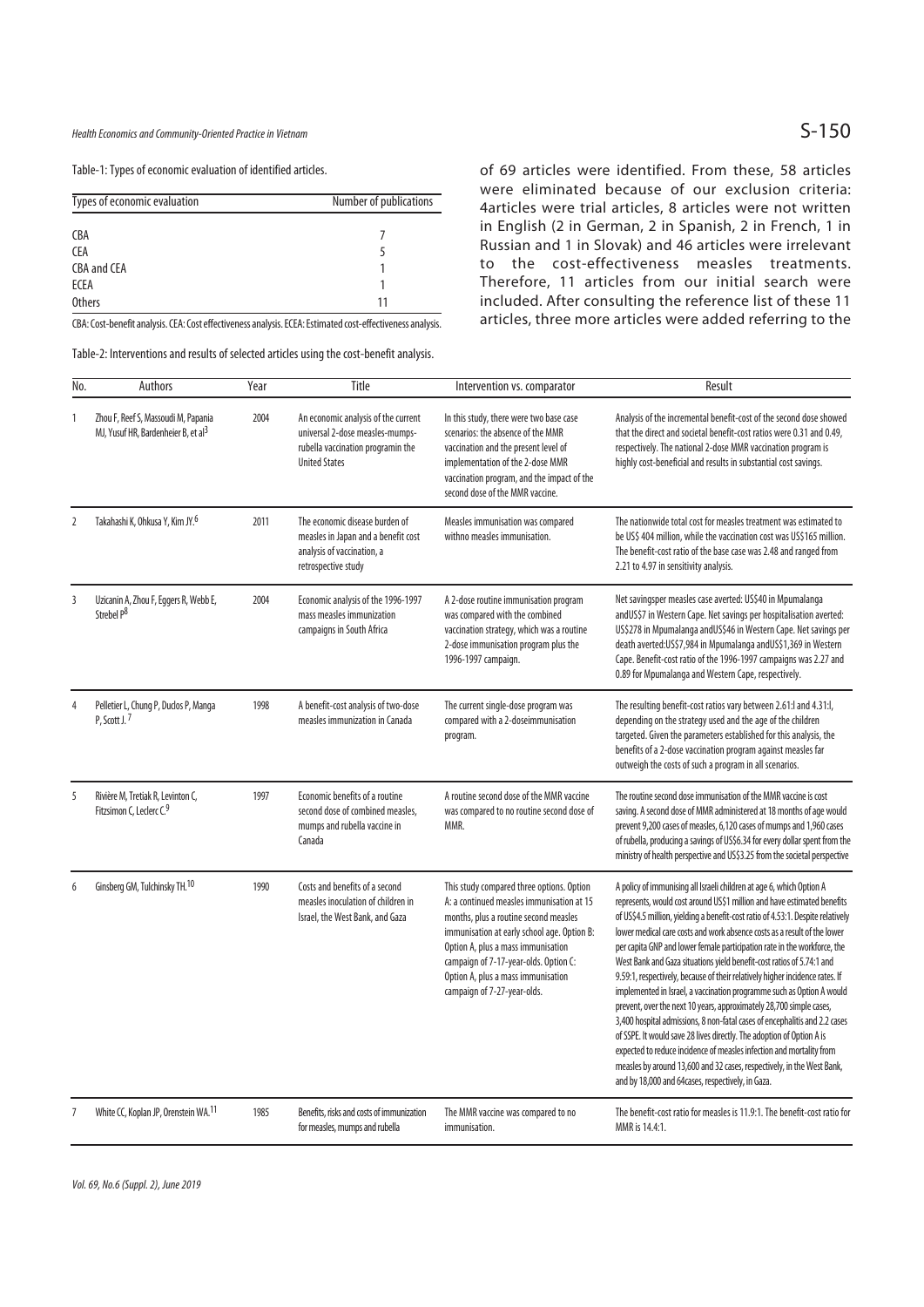Table-1: Types of economic evaluation of identified articles.

| Types of economic evaluation | Number of publications |
|---|---|
| CBA | 7 |
| CEA | 5 |
| CBA and CEA | 1 |
| ECEA | 1 |
| Others | 11 |

CBA: Cost-benefit analysis. CEA: Cost effectiveness analysis. ECEA: Estimated cost-effectiveness analysis.

of 69 articles were identified. From these, 58 articles were eliminated because of our exclusion criteria: 4articles were trial articles, 8 articles were not written in English (2 in German, 2 in Spanish, 2 in French, 1 in Russian and 1 in Slovak) and 46 articles were irrelevant to the cost-effectiveness measles treatments. Therefore, 11 articles from our initial search were included. After consulting the reference list of these 11 articles, three more articles were added referring to the

Table-2: Interventions and results of selected articles using the cost-benefit analysis.

| No. | Authors | Year | Title | Intervention vs. comparator | Result |
|---|---|---|---|---|---|
| 1 | Zhou F, Reef S, Massoudi M, Papania MJ, Yusuf HR, Bardenheier B, et al[3] | 2004 | An economic analysis of the current universal 2-dose measles-mumps-rubella vaccination programin the United States | In this study, there were two base case scenarios: the absence of the MMR vaccination and the present level of implementation of the 2-dose MMR vaccination program, and the impact of the second dose of the MMR vaccine. | Analysis of the incremental benefit-cost of the second dose showed that the direct and societal benefit-cost ratios were 0.31 and 0.49, respectively. The national 2-dose MMR vaccination program is highly cost-beneficial and results in substantial cost savings. |
| 2 | Takahashi K, Ohkusa Y, Kim JY.[6] | 2011 | The economic disease burden of measles in Japan and a benefit cost analysis of vaccination, a retrospective study | Measles immunisation was compared withno measles immunisation. | The nationwide total cost for measles treatment was estimated to be US$ 404 million, while the vaccination cost was US$165 million. The benefit-cost ratio of the base case was 2.48 and ranged from 2.21 to 4.97 in sensitivity analysis. |
| 3 | Uzicanin A, Zhou F, Eggers R, Webb E, Strebel P[8] | 2004 | Economic analysis of the 1996-1997 mass measles immunization campaigns in South Africa | A 2-dose routine immunisation program was compared with the combined vaccination strategy, which was a routine 2-dose immunisation program plus the 1996-1997 campaign. | Net savingsper measles case averted: US$40 in Mpumalanga andUS$7 in Western Cape. Net savings per hospitalisation averted: US$278 in Mpumalanga andUS$46 in Western Cape. Net savings per death averted:US$7,984 in Mpumalanga andUS$1,369 in Western Cape. Benefit-cost ratio of the 1996-1997 campaigns was 2.27 and 0.89 for Mpumalanga and Western Cape, respectively. |
| 4 | Pelletier L, Chung P, Duclos P, Manga P, Scott J.[7] | 1998 | A benefit-cost analysis of two-dose measles immunization in Canada | The current single-dose program was compared with a 2-doseimmunisation program. | The resulting benefit-cost ratios vary between 2.61:l and 4.31:l, depending on the strategy used and the age of the children targeted. Given the parameters established for this analysis, the benefits of a 2-dose vaccination program against measles far outweigh the costs of such a program in all scenarios. |
| 5 | Rivière M, Tretiak R, Levinton C, Fitzsimon C, Leclerc C.[9] | 1997 | Economic benefits of a routine second dose of combined measles, mumps and rubella vaccine in Canada | A routine second dose of the MMR vaccine was compared to no routine second dose of MMR. | The routine second dose immunisation of the MMR vaccine is cost saving. A second dose of MMR administered at 18 months of age would prevent 9,200 cases of measles, 6,120 cases of mumps and 1,960 cases of rubella, producing a savings of US$6.34 for every dollar spent from the ministry of health perspective and US$3.25 from the societal perspective |
| 6 | Ginsberg GM, Tulchinsky TH.[10] | 1990 | Costs and benefits of a second measles inoculation of children in Israel, the West Bank, and Gaza | This study compared three options. Option A: a continued measles immunisation at 15 months, plus a routine second measles immunisation at early school age. Option B: Option A, plus a mass immunisation campaign of 7-17-year-olds. Option C: Option A, plus a mass immunisation campaign of 7-27-year-olds. | A policy of immunising all Israeli children at age 6, which Option A represents, would cost around US$1 million and have estimated benefits of US$4.5 million, yielding a benefit-cost ratio of 4.53:1. Despite relatively lower medical care costs and work absence costs as a result of the lower per capita GNP and lower female participation rate in the workforce, the West Bank and Gaza situations yield benefit-cost ratios of 5.74:1 and 9.59:1, respectively, because of their relatively higher incidence rates. If implemented in Israel, a vaccination programme such as Option A would prevent, over the next 10 years, approximately 28,700 simple cases, 3,400 hospital admissions, 8 non-fatal cases of encephalitis and 2.2 cases of SSPE. It would save 28 lives directly. The adoption of Option A is expected to reduce incidence of measles infection and mortality from measles by around 13,600 and 32 cases, respectively, in the West Bank, and by 18,000 and 64cases, respectively, in Gaza. |
| 7 | White CC, Koplan JP, Orenstein WA.[11] | 1985 | Benefits, risks and costs of immunization for measles, mumps and rubella | The MMR vaccine was compared to no immunisation. | The benefit-cost ratio for measles is 11.9:1. The benefit-cost ratio for MMR is 14.4:1. |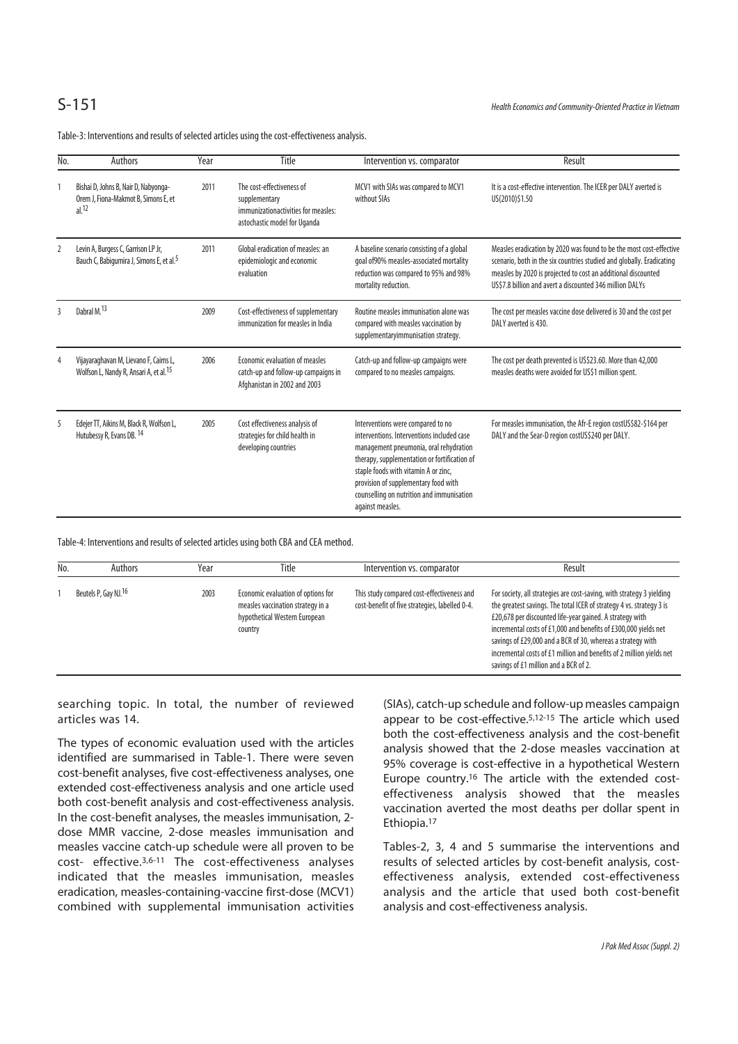Table-3: Interventions and results of selected articles using the cost-effectiveness analysis.

| No. | Authors | Year | Title | Intervention vs. comparator | Result |
|---|---|---|---|---|---|
| 1 | Bishai D, Johns B, Nair D, Nabyonga-Orem J, Fiona-Makmot B, Simons E, et al.[12] | 2011 | The cost-effectiveness of supplementary immunizationactivities for measles: astochastic model for Uganda | MCV1 with SIAs was compared to MCV1 without SIAs | It is a cost-effective intervention. The ICER per DALY averted is US(2010)$1.50 |
| 2 | Levin A, Burgess C, Garrison LP Jr, Bauch C, Babigumira J, Simons E, et al.[5] | 2011 | Global eradication of measles: an epidemiologic and economic evaluation | A baseline scenario consisting of a global goal of90% measles-associated mortality reduction was compared to 95% and 98% mortality reduction. | Measles eradication by 2020 was found to be the most cost-effective scenario, both in the six countries studied and globally. Eradicating measles by 2020 is projected to cost an additional discounted US$7.8 billion and avert a discounted 346 million DALYs |
| 3 | Dabral M.[13] | 2009 | Cost-effectiveness of supplementary immunization for measles in India | Routine measles immunisation alone was compared with measles vaccination by supplementaryimmunisation strategy. | The cost per measles vaccine dose delivered is 30 and the cost per DALY averted is 430. |
| 4 | Vijayaraghavan M, Lievano F, Cairns L, Wolfson L, Nandy R, Ansari A, et al.[15] | 2006 | Economic evaluation of measles catch-up and follow-up campaigns in Afghanistan in 2002 and 2003 | Catch-up and follow-up campaigns were compared to no measles campaigns. | The cost per death prevented is US$23.60. More than 42,000 measles deaths were avoided for US$1 million spent. |
| 5 | Edejer TT, Aikins M, Black R, Wolfson L, Hutubessy R, Evans DB. [14] | 2005 | Cost effectiveness analysis of strategies for child health in developing countries | Interventions were compared to no interventions. Interventions included case management pneumonia, oral rehydration therapy, supplementation or fortification of staple foods with vitamin A or zinc, provision of supplementary food with counselling on nutrition and immunisation against measles. | For measles immunisation, the Afr-E region costUS$82-$164 per DALY and the Sear-D region costUS$240 per DALY. |

Table-4: Interventions and results of selected articles using both CBA and CEA method.

| No. | Authors | Year | Title | Intervention vs. comparator | Result |
|---|---|---|---|---|---|
| 1 | Beutels P, Gay NJ.[16] | 2003 | Economic evaluation of options for measles vaccination strategy in a hypothetical Western European country | This study compared cost-effectiveness and cost-benefit of five strategies, labelled 0-4. | For society, all strategies are cost-saving, with strategy 3 yielding the greatest savings. The total ICER of strategy 4 vs. strategy 3 is £20,678 per discounted life-year gained. A strategy with incremental costs of £1,000 and benefits of £300,000 yields net savings of £29,000 and a BCR of 30, whereas a strategy with incremental costs of £1 million and benefits of 2 million yields net savings of £1 million and a BCR of 2. |

searching topic. In total, the number of reviewed articles was 14.

The types of economic evaluation used with the articles identified are summarised in Table-1. There were seven cost-benefit analyses, five cost-effectiveness analyses, one extended cost-effectiveness analysis and one article used both cost-benefit analysis and cost-effectiveness analysis. In the cost-benefit analyses, the measles immunisation, 2-dose MMR vaccine, 2-dose measles immunisation and measles vaccine catch-up schedule were all proven to be cost- effective.[3,6-11] The cost-effectiveness analyses indicated that the measles immunisation, measles eradication, measles-containing-vaccine first-dose (MCV1) combined with supplemental immunisation activities (SIAs), catch-up schedule and follow-up measles campaign appear to be cost-effective.[5,12-15] The article which used both the cost-effectiveness analysis and the cost-benefit analysis showed that the 2-dose measles vaccination at 95% coverage is cost-effective in a hypothetical Western Europe country.[16] The article with the extended cost-effectiveness analysis showed that the measles vaccination averted the most deaths per dollar spent in Ethiopia.[17]

Tables-2, 3, 4 and 5 summarise the interventions and results of selected articles by cost-benefit analysis, cost-effectiveness analysis, extended cost-effectiveness analysis and the article that used both cost-benefit analysis and cost-effectiveness analysis.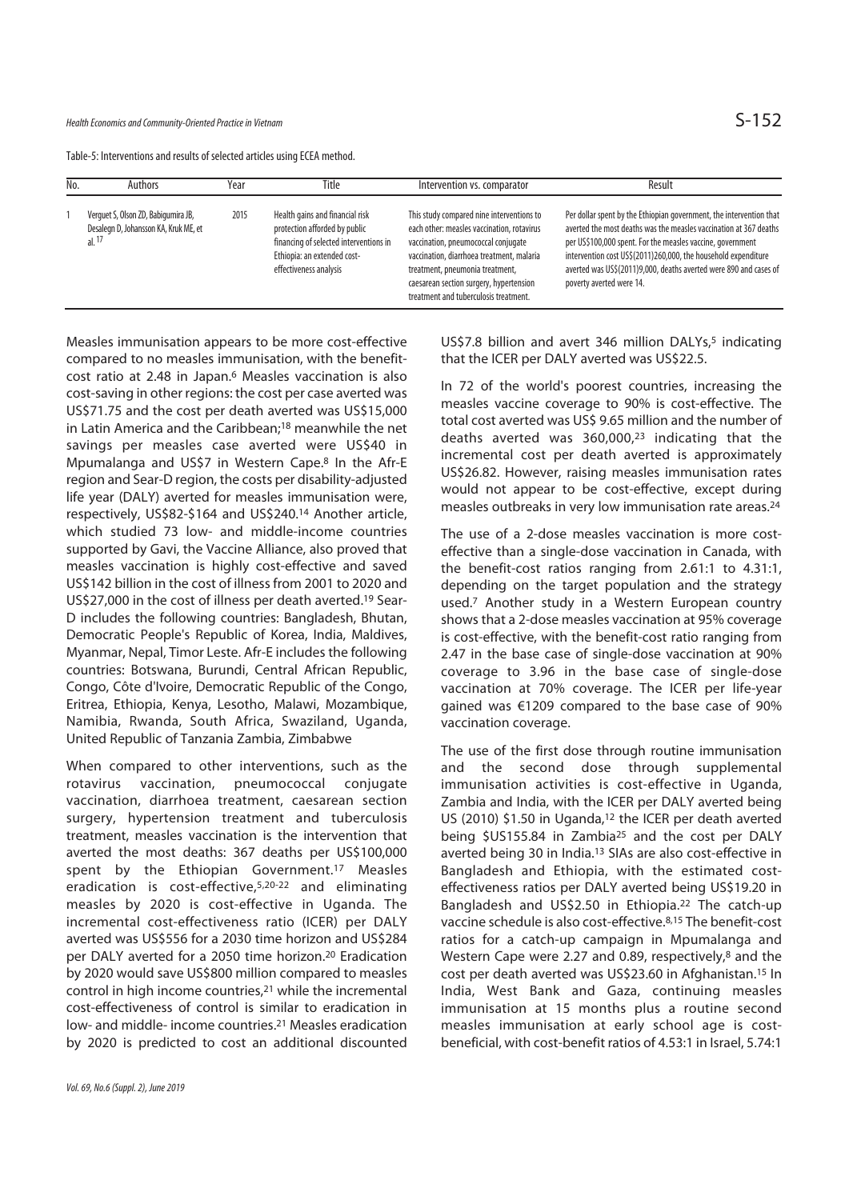Table-5: Interventions and results of selected articles using ECEA method.

| No. | Authors | Year | Title | Intervention vs. comparator | Result |
|---|---|---|---|---|---|
| 1 | Verguet S, Olson ZD, Babigumira JB, Desalegn D, Johansson KA, Kruk ME, et al. [17] | 2015 | Health gains and financial risk protection afforded by public financing of selected interventions in Ethiopia: an extended cost-effectiveness analysis | This study compared nine interventions to each other: measles vaccination, rotavirus vaccination, pneumococcal conjugate vaccination, diarrhoea treatment, malaria treatment, pneumonia treatment, caesarean section surgery, hypertension treatment and tuberculosis treatment. | Per dollar spent by the Ethiopian government, the intervention that averted the most deaths was the measles vaccination at 367 deaths per US$100,000 spent. For the measles vaccine, government intervention cost US$(2011)260,000, the household expenditure averted was US$(2011)9,000, deaths averted were 890 and cases of poverty averted were 14. |

Measles immunisation appears to be more cost-effective compared to no measles immunisation, with the benefit-cost ratio at 2.48 in Japan.[6] Measles vaccination is also cost-saving in other regions: the cost per case averted was US$71.75 and the cost per death averted was US$15,000 in Latin America and the Caribbean;[18] meanwhile the net savings per measles case averted were US$40 in Mpumalanga and US$7 in Western Cape.[8] In the Afr-E region and Sear-D region, the costs per disability-adjusted life year (DALY) averted for measles immunisation were, respectively, US$82-$164 and US$240.[14] Another article, which studied 73 low- and middle-income countries supported by Gavi, the Vaccine Alliance, also proved that measles vaccination is highly cost-effective and saved US$142 billion in the cost of illness from 2001 to 2020 and US$27,000 in the cost of illness per death averted.[19] Sear-D includes the following countries: Bangladesh, Bhutan, Democratic People's Republic of Korea, India, Maldives, Myanmar, Nepal, Timor Leste. Afr-E includes the following countries: Botswana, Burundi, Central African Republic, Congo, Côte d'Ivoire, Democratic Republic of the Congo, Eritrea, Ethiopia, Kenya, Lesotho, Malawi, Mozambique, Namibia, Rwanda, South Africa, Swaziland, Uganda, United Republic of Tanzania Zambia, Zimbabwe

When compared to other interventions, such as the rotavirus vaccination, pneumococcal conjugate vaccination, diarrhoea treatment, caesarean section surgery, hypertension treatment and tuberculosis treatment, measles vaccination is the intervention that averted the most deaths: 367 deaths per US$100,000 spent by the Ethiopian Government.[17] Measles eradication is cost-effective,[5,20-22] and eliminating measles by 2020 is cost-effective in Uganda. The incremental cost-effectiveness ratio (ICER) per DALY averted was US$556 for a 2030 time horizon and US$284 per DALY averted for a 2050 time horizon.[20] Eradication by 2020 would save US$800 million compared to measles control in high income countries,[21] while the incremental cost-effectiveness of control is similar to eradication in low- and middle- income countries.[21] Measles eradication by 2020 is predicted to cost an additional discounted US$7.8 billion and avert 346 million DALYs,[5] indicating that the ICER per DALY averted was US$22.5.

In 72 of the world's poorest countries, increasing the measles vaccine coverage to 90% is cost-effective. The total cost averted was US$ 9.65 million and the number of deaths averted was 360,000,[23] indicating that the incremental cost per death averted is approximately US$26.82. However, raising measles immunisation rates would not appear to be cost-effective, except during measles outbreaks in very low immunisation rate areas.[24]

The use of a 2-dose measles vaccination is more cost-effective than a single-dose vaccination in Canada, with the benefit-cost ratios ranging from 2.61:1 to 4.31:1, depending on the target population and the strategy used.[7] Another study in a Western European country shows that a 2-dose measles vaccination at 95% coverage is cost-effective, with the benefit-cost ratio ranging from 2.47 in the base case of single-dose vaccination at 90% coverage to 3.96 in the base case of single-dose vaccination at 70% coverage. The ICER per life-year gained was €1209 compared to the base case of 90% vaccination coverage.

The use of the first dose through routine immunisation and the second dose through supplemental immunisation activities is cost-effective in Uganda, Zambia and India, with the ICER per DALY averted being US (2010) $1.50 in Uganda,[12] the ICER per death averted being $US155.84 in Zambia[25] and the cost per DALY averted being 30 in India.[13] SIAs are also cost-effective in Bangladesh and Ethiopia, with the estimated cost-effectiveness ratios per DALY averted being US$19.20 in Bangladesh and US$2.50 in Ethiopia.[22] The catch-up vaccine schedule is also cost-effective.[8,15] The benefit-cost ratios for a catch-up campaign in Mpumalanga and Western Cape were 2.27 and 0.89, respectively,[8] and the cost per death averted was US$23.60 in Afghanistan.[15] In India, West Bank and Gaza, continuing measles immunisation at 15 months plus a routine second measles immunisation at early school age is cost-beneficial, with cost-benefit ratios of 4.53:1 in Israel, 5.74:1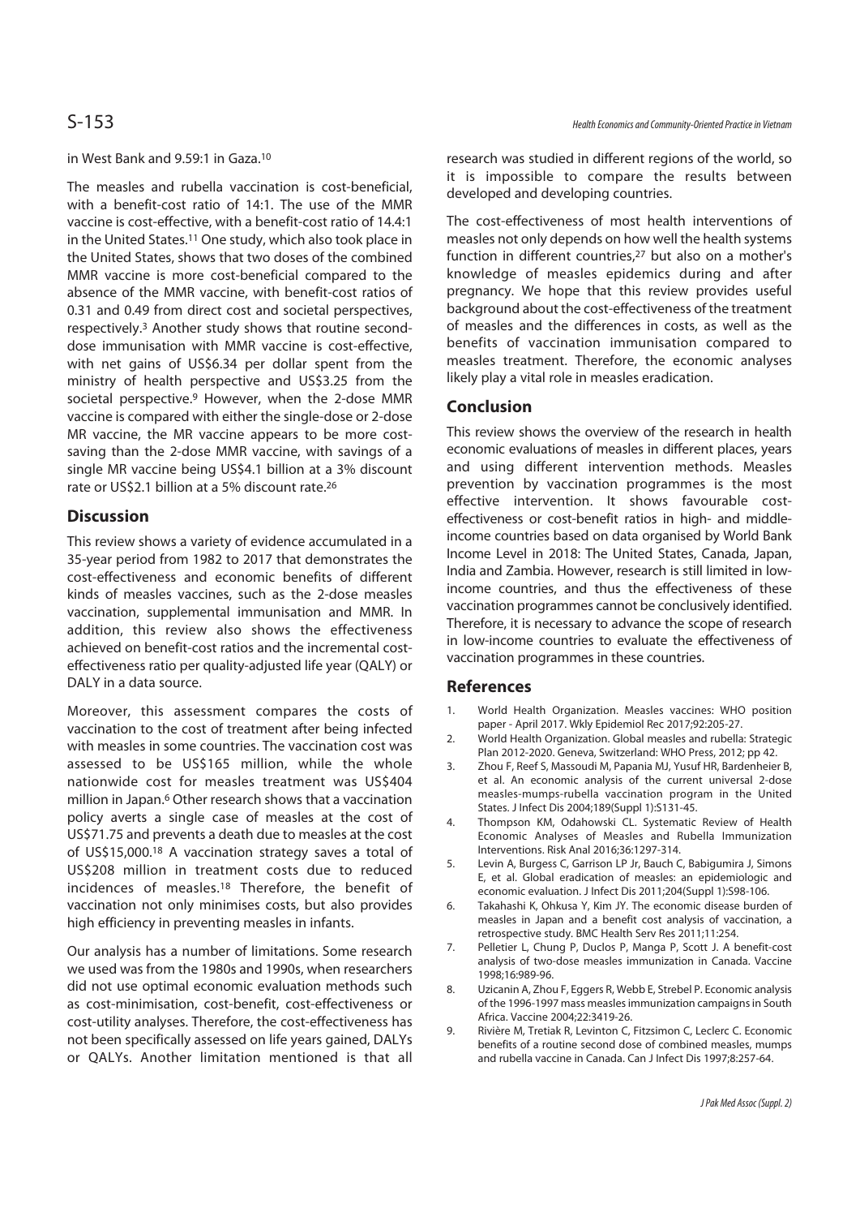in West Bank and 9.59:1 in Gaza.[10]

The measles and rubella vaccination is cost-beneficial, with a benefit-cost ratio of 14:1. The use of the MMR vaccine is cost-effective, with a benefit-cost ratio of 14.4:1 in the United States.[11] One study, which also took place in the United States, shows that two doses of the combined MMR vaccine is more cost-beneficial compared to the absence of the MMR vaccine, with benefit-cost ratios of 0.31 and 0.49 from direct cost and societal perspectives, respectively.[3] Another study shows that routine second-dose immunisation with MMR vaccine is cost-effective, with net gains of US$6.34 per dollar spent from the ministry of health perspective and US$3.25 from the societal perspective.[9] However, when the 2-dose MMR vaccine is compared with either the single-dose or 2-dose MR vaccine, the MR vaccine appears to be more cost-saving than the 2-dose MMR vaccine, with savings of a single MR vaccine being US$4.1 billion at a 3% discount rate or US$2.1 billion at a 5% discount rate.[26]

## Discussion

This review shows a variety of evidence accumulated in a 35-year period from 1982 to 2017 that demonstrates the cost-effectiveness and economic benefits of different kinds of measles vaccines, such as the 2-dose measles vaccination, supplemental immunisation and MMR. In addition, this review also shows the effectiveness achieved on benefit-cost ratios and the incremental cost-effectiveness ratio per quality-adjusted life year (QALY) or DALY in a data source.

Moreover, this assessment compares the costs of vaccination to the cost of treatment after being infected with measles in some countries. The vaccination cost was assessed to be US$165 million, while the whole nationwide cost for measles treatment was US$404 million in Japan.[6] Other research shows that a vaccination policy averts a single case of measles at the cost of US$71.75 and prevents a death due to measles at the cost of US$15,000.[18] A vaccination strategy saves a total of US$208 million in treatment costs due to reduced incidences of measles.[18] Therefore, the benefit of vaccination not only minimises costs, but also provides high efficiency in preventing measles in infants.

Our analysis has a number of limitations. Some research we used was from the 1980s and 1990s, when researchers did not use optimal economic evaluation methods such as cost-minimisation, cost-benefit, cost-effectiveness or cost-utility analyses. Therefore, the cost-effectiveness has not been specifically assessed on life years gained, DALYs or QALYs. Another limitation mentioned is that all research was studied in different regions of the world, so it is impossible to compare the results between developed and developing countries.

The cost-effectiveness of most health interventions of measles not only depends on how well the health systems function in different countries,[27] but also on a mother's knowledge of measles epidemics during and after pregnancy. We hope that this review provides useful background about the cost-effectiveness of the treatment of measles and the differences in costs, as well as the benefits of vaccination immunisation compared to measles treatment. Therefore, the economic analyses likely play a vital role in measles eradication.

## Conclusion

This review shows the overview of the research in health economic evaluations of measles in different places, years and using different intervention methods. Measles prevention by vaccination programmes is the most effective intervention. It shows favourable cost-effectiveness or cost-benefit ratios in high- and middle-income countries based on data organised by World Bank Income Level in 2018: The United States, Canada, Japan, India and Zambia. However, research is still limited in low-income countries, and thus the effectiveness of these vaccination programmes cannot be conclusively identified. Therefore, it is necessary to advance the scope of research in low-income countries to evaluate the effectiveness of vaccination programmes in these countries.

## References

1. World Health Organization. Measles vaccines: WHO position paper - April 2017. Wkly Epidemiol Rec 2017;92:205-27.
2. World Health Organization. Global measles and rubella: Strategic Plan 2012-2020. Geneva, Switzerland: WHO Press, 2012; pp 42.
3. Zhou F, Reef S, Massoudi M, Papania MJ, Yusuf HR, Bardenheier B, et al. An economic analysis of the current universal 2-dose measles-mumps-rubella vaccination program in the United States. J Infect Dis 2004;189(Suppl 1):S131-45.
4. Thompson KM, Odahowski CL. Systematic Review of Health Economic Analyses of Measles and Rubella Immunization Interventions. Risk Anal 2016;36:1297-314.
5. Levin A, Burgess C, Garrison LP Jr, Bauch C, Babigumira J, Simons E, et al. Global eradication of measles: an epidemiologic and economic evaluation. J Infect Dis 2011;204(Suppl 1):S98-106.
6. Takahashi K, Ohkusa Y, Kim JY. The economic disease burden of measles in Japan and a benefit cost analysis of vaccination, a retrospective study. BMC Health Serv Res 2011;11:254.
7. Pelletier L, Chung P, Duclos P, Manga P, Scott J. A benefit-cost analysis of two-dose measles immunization in Canada. Vaccine 1998;16:989-96.
8. Uzicanin A, Zhou F, Eggers R, Webb E, Strebel P. Economic analysis of the 1996-1997 mass measles immunization campaigns in South Africa. Vaccine 2004;22:3419-26.
9. Rivière M, Tretiak R, Levinton C, Fitzsimon C, Leclerc C. Economic benefits of a routine second dose of combined measles, mumps and rubella vaccine in Canada. Can J Infect Dis 1997;8:257-64.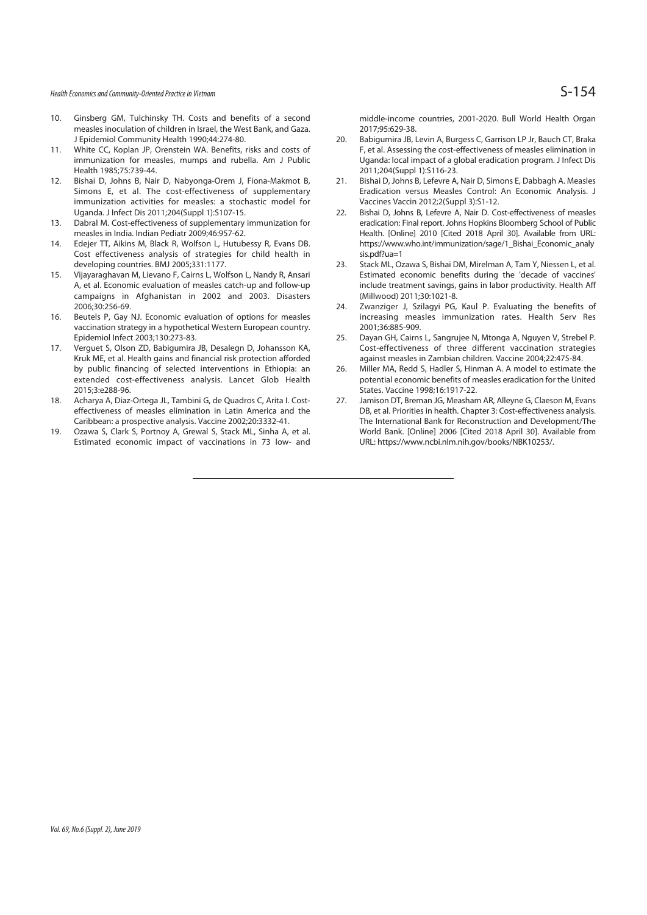10. Ginsberg GM, Tulchinsky TH. Costs and benefits of a second measles inoculation of children in Israel, the West Bank, and Gaza. J Epidemiol Community Health 1990;44:274-80.
11. White CC, Koplan JP, Orenstein WA. Benefits, risks and costs of immunization for measles, mumps and rubella. Am J Public Health 1985;75:739-44.
12. Bishai D, Johns B, Nair D, Nabyonga-Orem J, Fiona-Makmot B, Simons E, et al. The cost-effectiveness of supplementary immunization activities for measles: a stochastic model for Uganda. J Infect Dis 2011;204(Suppl 1):S107-15.
13. Dabral M. Cost-effectiveness of supplementary immunization for measles in India. Indian Pediatr 2009;46:957-62.
14. Edejer TT, Aikins M, Black R, Wolfson L, Hutubessy R, Evans DB. Cost effectiveness analysis of strategies for child health in developing countries. BMJ 2005;331:1177.
15. Vijayaraghavan M, Lievano F, Cairns L, Wolfson L, Nandy R, Ansari A, et al. Economic evaluation of measles catch-up and follow-up campaigns in Afghanistan in 2002 and 2003. Disasters 2006;30:256-69.
16. Beutels P, Gay NJ. Economic evaluation of options for measles vaccination strategy in a hypothetical Western European country. Epidemiol Infect 2003;130:273-83.
17. Verguet S, Olson ZD, Babigumira JB, Desalegn D, Johansson KA, Kruk ME, et al. Health gains and financial risk protection afforded by public financing of selected interventions in Ethiopia: an extended cost-effectiveness analysis. Lancet Glob Health 2015;3:e288-96.
18. Acharya A, Diaz-Ortega JL, Tambini G, de Quadros C, Arita I. Cost-effectiveness of measles elimination in Latin America and the Caribbean: a prospective analysis. Vaccine 2002;20:3332-41.
19. Ozawa S, Clark S, Portnoy A, Grewal S, Stack ML, Sinha A, et al. Estimated economic impact of vaccinations in 73 low- and middle-income countries, 2001-2020. Bull World Health Organ 2017;95:629-38.
20. Babigumira JB, Levin A, Burgess C, Garrison LP Jr, Bauch CT, Braka F, et al. Assessing the cost-effectiveness of measles elimination in Uganda: local impact of a global eradication program. J Infect Dis 2011;204(Suppl 1):S116-23.
21. Bishai D, Johns B, Lefevre A, Nair D, Simons E, Dabbagh A. Measles Eradication versus Measles Control: An Economic Analysis. J Vaccines Vaccin 2012;2(Suppl 3):S1-12.
22. Bishai D, Johns B, Lefevre A, Nair D. Cost-effectiveness of measles eradication: Final report. Johns Hopkins Bloomberg School of Public Health. [Online] 2010 [Cited 2018 April 30]. Available from URL: https://www.who.int/immunization/sage/1_Bishai_Economic_analysis.pdf?ua=1
23. Stack ML, Ozawa S, Bishai DM, Mirelman A, Tam Y, Niessen L, et al. Estimated economic benefits during the 'decade of vaccines' include treatment savings, gains in labor productivity. Health Aff (Millwood) 2011;30:1021-8.
24. Zwanziger J, Szilagyi PG, Kaul P. Evaluating the benefits of increasing measles immunization rates. Health Serv Res 2001;36:885-909.
25. Dayan GH, Cairns L, Sangrujee N, Mtonga A, Nguyen V, Strebel P. Cost-effectiveness of three different vaccination strategies against measles in Zambian children. Vaccine 2004;22:475-84.
26. Miller MA, Redd S, Hadler S, Hinman A. A model to estimate the potential economic benefits of measles eradication for the United States. Vaccine 1998;16:1917-22.
27. Jamison DT, Breman JG, Measham AR, Alleyne G, Claeson M, Evans DB, et al. Priorities in health. Chapter 3: Cost-effectiveness analysis. The International Bank for Reconstruction and Development/The World Bank. [Online] 2006 [Cited 2018 April 30]. Available from URL: https://www.ncbi.nlm.nih.gov/books/NBK10253/.